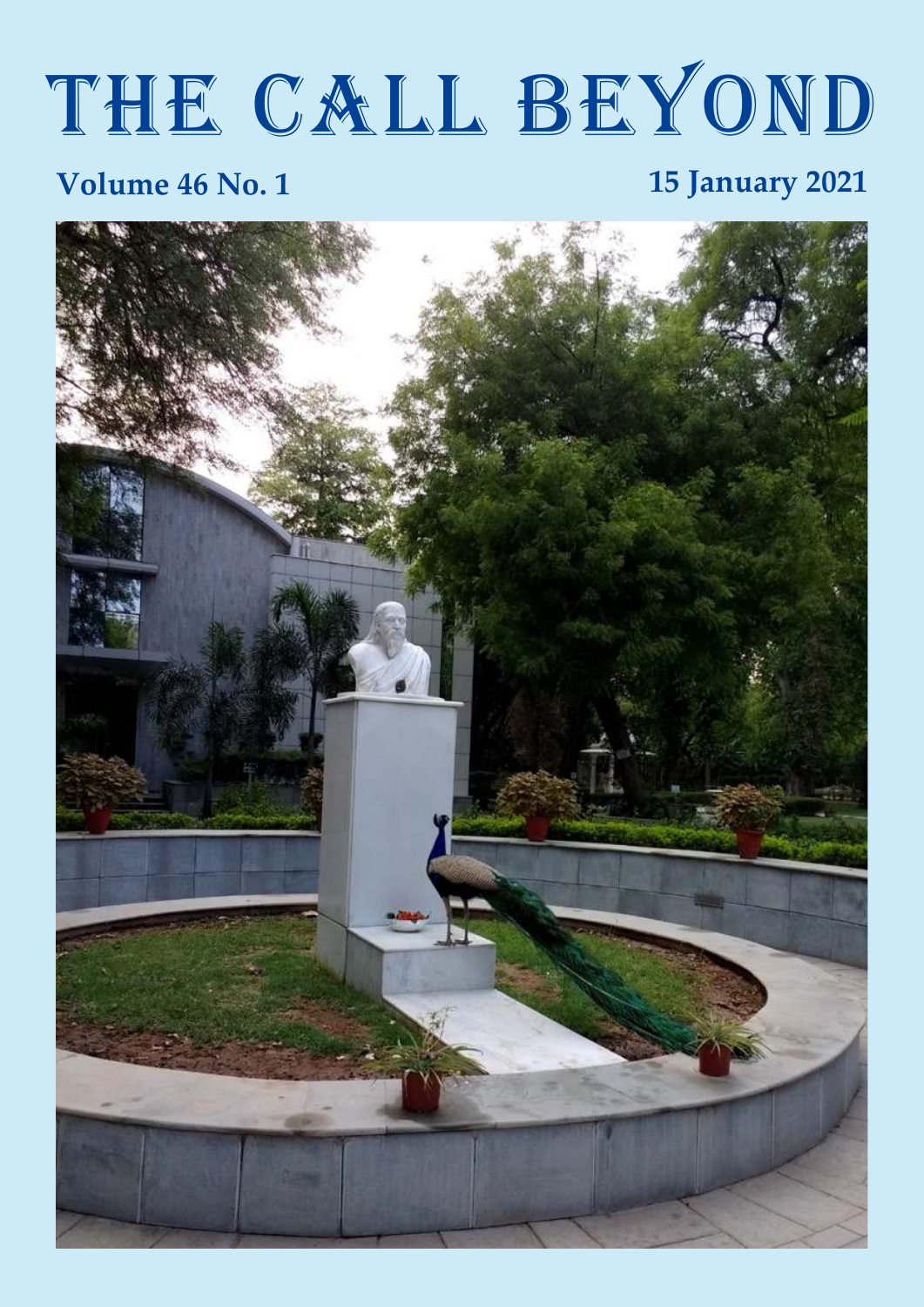# THE CALL BEYOND

**Volume 46 No. 1** **15 January 2021**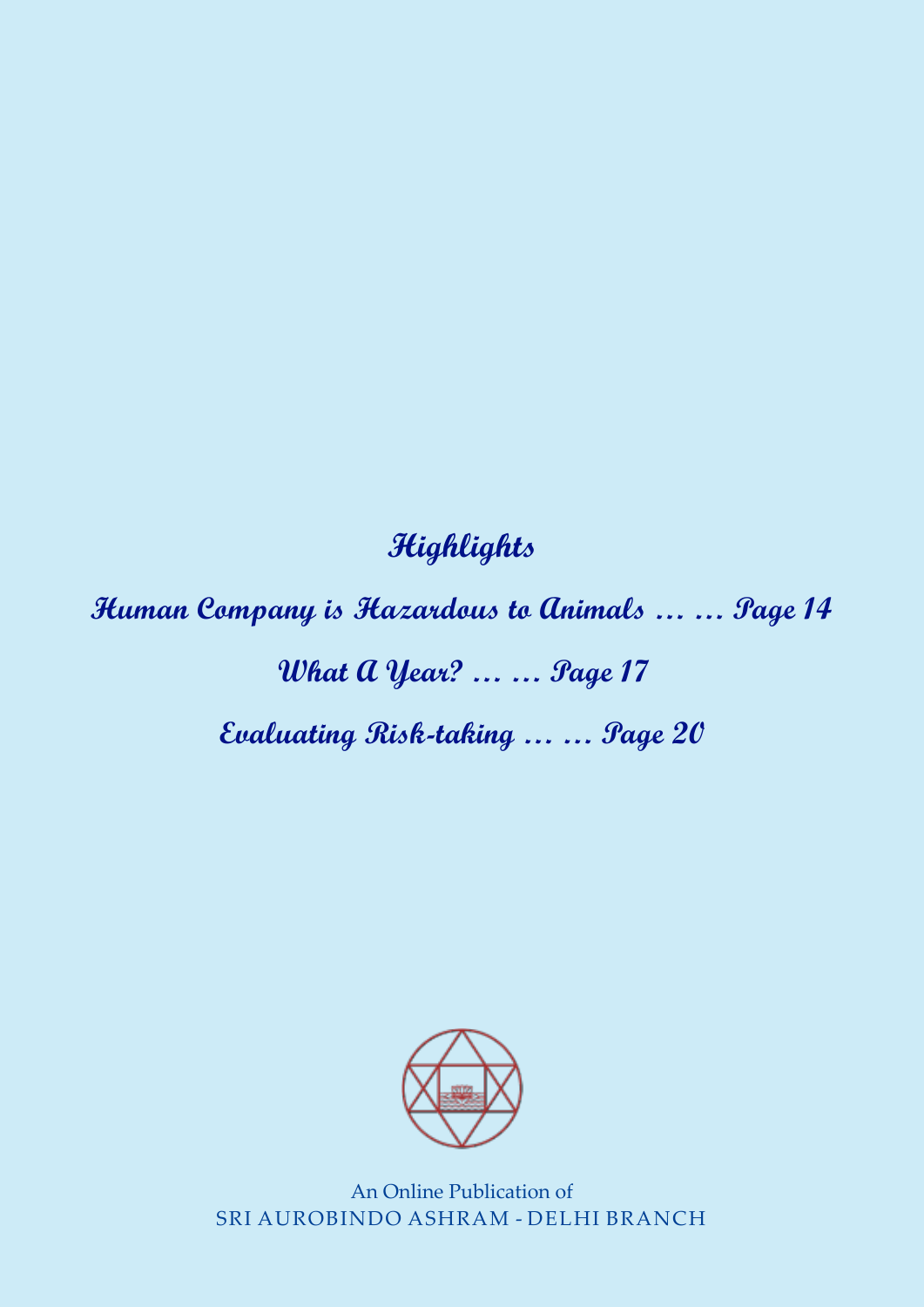## Highlights

**Human Company is Hazardous to Animals … … Page 14**

**What A Year? … … Page 17**

**Evaluating Risk-taking … … Page 20**

An Online Publication of
SRI AUROBINDO ASHRAM - DELHI BRANCH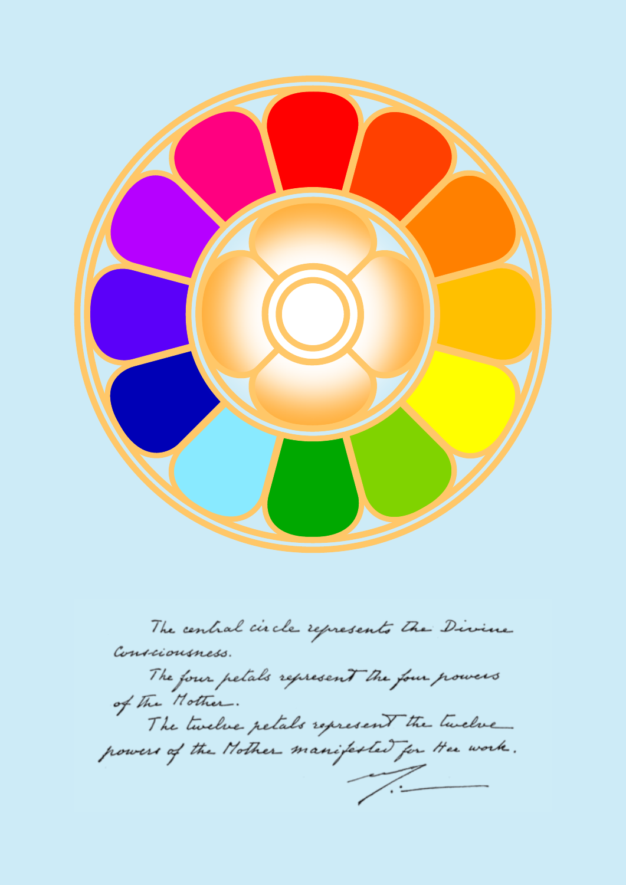The central circle represents the Divine Consciousness.

The four petals represent the four powers of the Mother.

The twelve petals represent the twelve powers of the Mother manifested for Her work.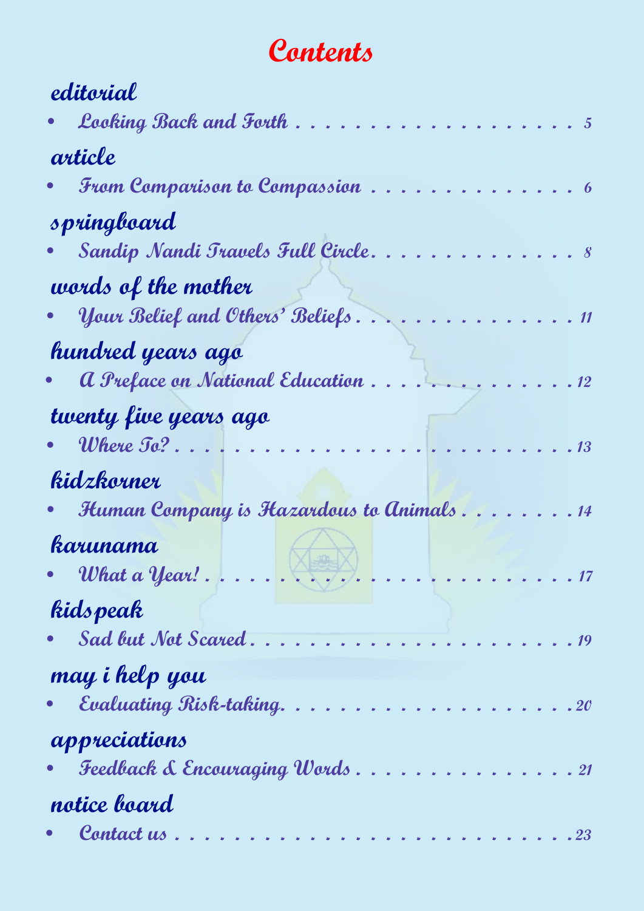# Contents

## editorial

- *Looking Back and Forth* . . . . . . . . . . . . . . . . . . . . 5

## article

- *From Comparison to Compassion* . . . . . . . . . . . . . . 6

## springboard

- *Sandip Nandi Travels Full Circle* . . . . . . . . . . . . . . 8

## words of the mother

- *Your Belief and Others' Beliefs* . . . . . . . . . . . . . . . 11

## hundred years ago

- *A Preface on National Education* . . . . . . . . . . . . . . 12

## twenty five years ago

- *Where To?* . . . . . . . . . . . . . . . . . . . . . . . . . . . . 13

## kidzkorner

- *Human Company is Hazardous to Animals* . . . . . . . . 14

## karunama

- *What a Year!* . . . . . . . . . . . . . . . . . . . . . . . . . . 17

## kidspeak

- *Sad but Not Scared* . . . . . . . . . . . . . . . . . . . . . . 19

## may i help you

- *Evaluating Risk-taking.* . . . . . . . . . . . . . . . . . . . . 20

## appreciations

- *Feedback & Encouraging Words* . . . . . . . . . . . . . . . 21

## notice board

- *Contact us* . . . . . . . . . . . . . . . . . . . . . . . . . . . 23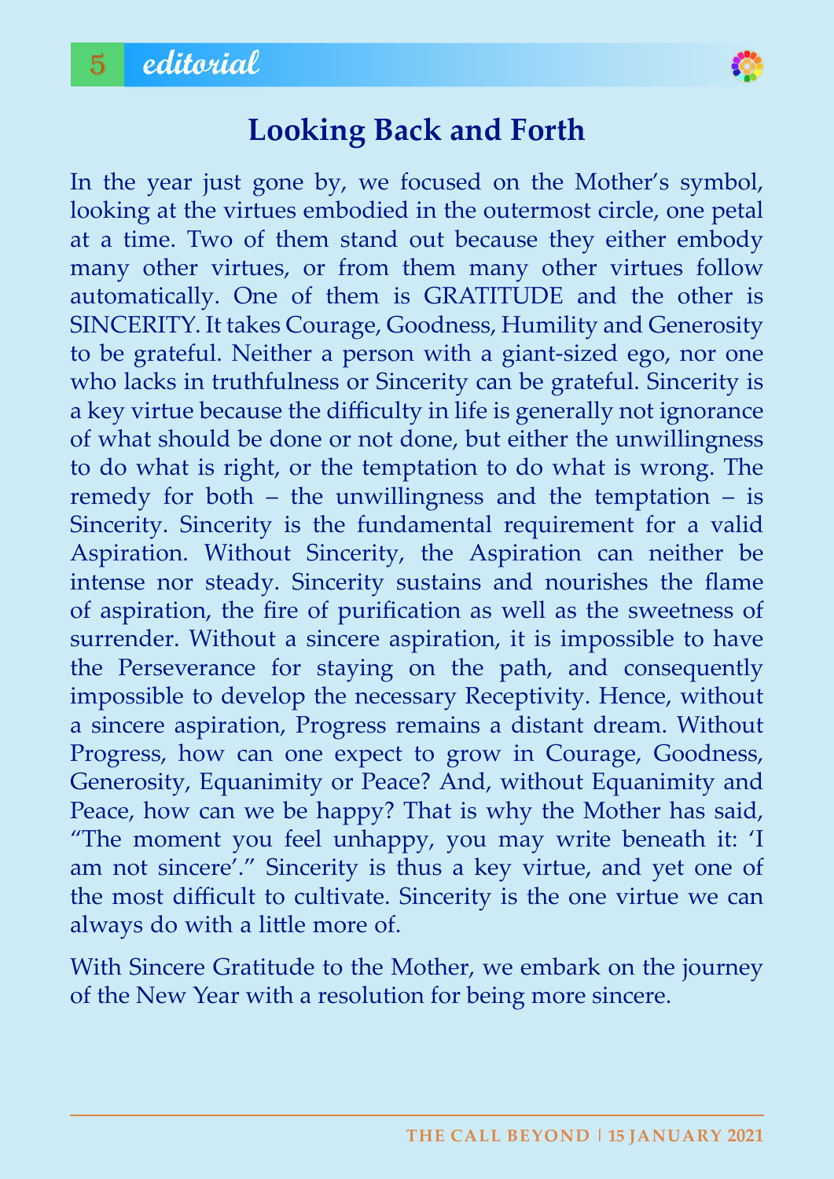# Looking Back and Forth

In the year just gone by, we focused on the Mother's symbol, looking at the virtues embodied in the outermost circle, one petal at a time. Two of them stand out because they either embody many other virtues, or from them many other virtues follow automatically. One of them is GRATITUDE and the other is SINCERITY. It takes Courage, Goodness, Humility and Generosity to be grateful. Neither a person with a giant-sized ego, nor one who lacks in truthfulness or Sincerity can be grateful. Sincerity is a key virtue because the difficulty in life is generally not ignorance of what should be done or not done, but either the unwillingness to do what is right, or the temptation to do what is wrong. The remedy for both – the unwillingness and the temptation – is Sincerity. Sincerity is the fundamental requirement for a valid Aspiration. Without Sincerity, the Aspiration can neither be intense nor steady. Sincerity sustains and nourishes the flame of aspiration, the fire of purification as well as the sweetness of surrender. Without a sincere aspiration, it is impossible to have the Perseverance for staying on the path, and consequently impossible to develop the necessary Receptivity. Hence, without a sincere aspiration, Progress remains a distant dream. Without Progress, how can one expect to grow in Courage, Goodness, Generosity, Equanimity or Peace? And, without Equanimity and Peace, how can we be happy? That is why the Mother has said, "The moment you feel unhappy, you may write beneath it: 'I am not sincere'." Sincerity is thus a key virtue, and yet one of the most difficult to cultivate. Sincerity is the one virtue we can always do with a little more of.

With Sincere Gratitude to the Mother, we embark on the journey of the New Year with a resolution for being more sincere.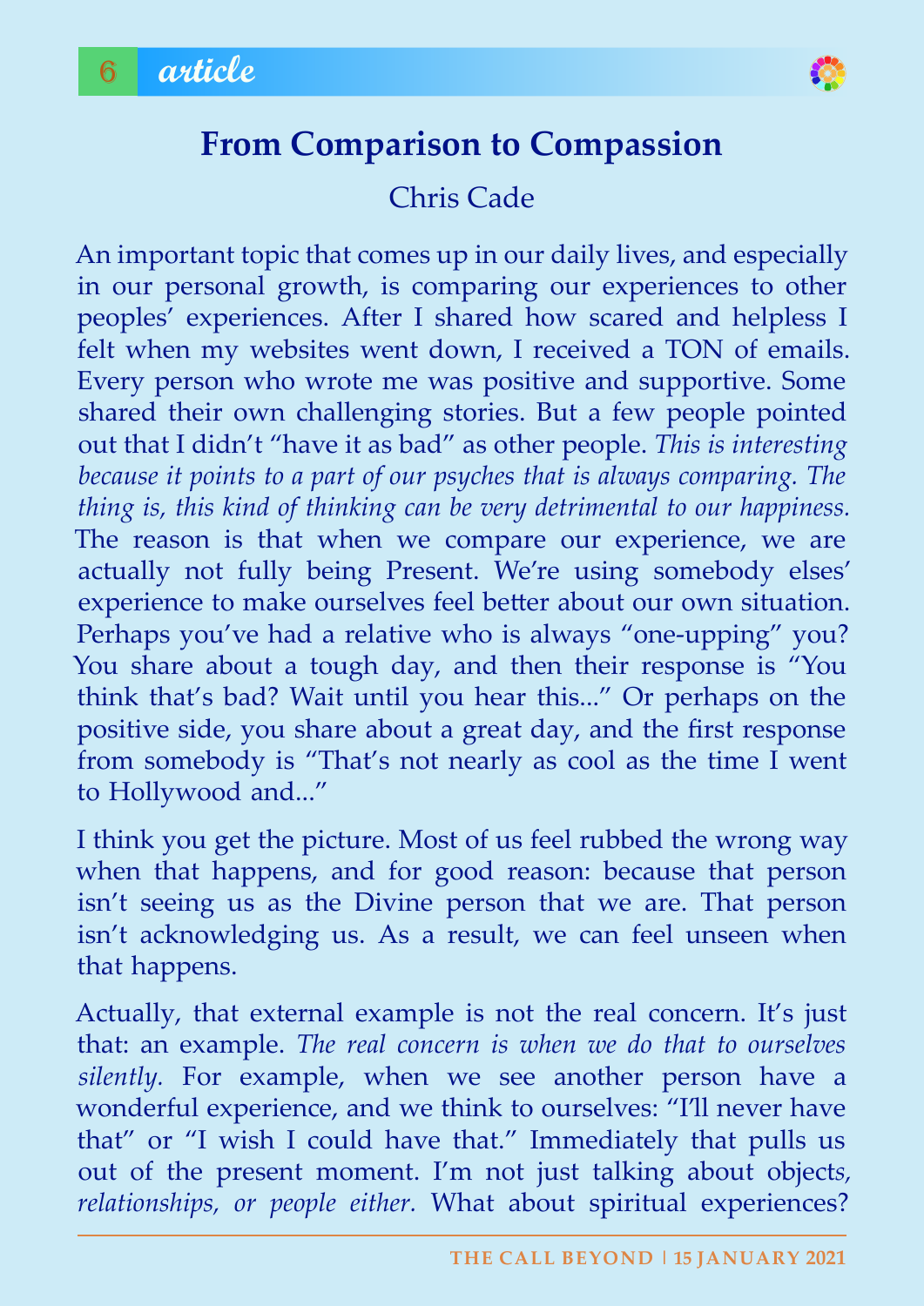# From Comparison to Compassion

Chris Cade

An important topic that comes up in our daily lives, and especially in our personal growth, is comparing our experiences to other peoples' experiences. After I shared how scared and helpless I felt when my websites went down, I received a TON of emails. Every person who wrote me was positive and supportive. Some shared their own challenging stories. But a few people pointed out that I didn't "have it as bad" as other people. *This is interesting because it points to a part of our psyches that is always comparing. The thing is, this kind of thinking can be very detrimental to our happiness.* The reason is that when we compare our experience, we are actually not fully being Present. We're using somebody elses' experience to make ourselves feel better about our own situation. Perhaps you've had a relative who is always "one-upping" you? You share about a tough day, and then their response is "You think that's bad? Wait until you hear this..." Or perhaps on the positive side, you share about a great day, and the first response from somebody is "That's not nearly as cool as the time I went to Hollywood and..."

I think you get the picture. Most of us feel rubbed the wrong way when that happens, and for good reason: because that person isn't seeing us as the Divine person that we are. That person isn't acknowledging us. As a result, we can feel unseen when that happens.

Actually, that external example is not the real concern. It's just that: an example. *The real concern is when we do that to ourselves silently.* For example, when we see another person have a wonderful experience, and we think to ourselves: "I'll never have that" or "I wish I could have that." Immediately that pulls us out of the present moment. I'm not just talking about objects*, relationships, or people either.* What about spiritual experiences?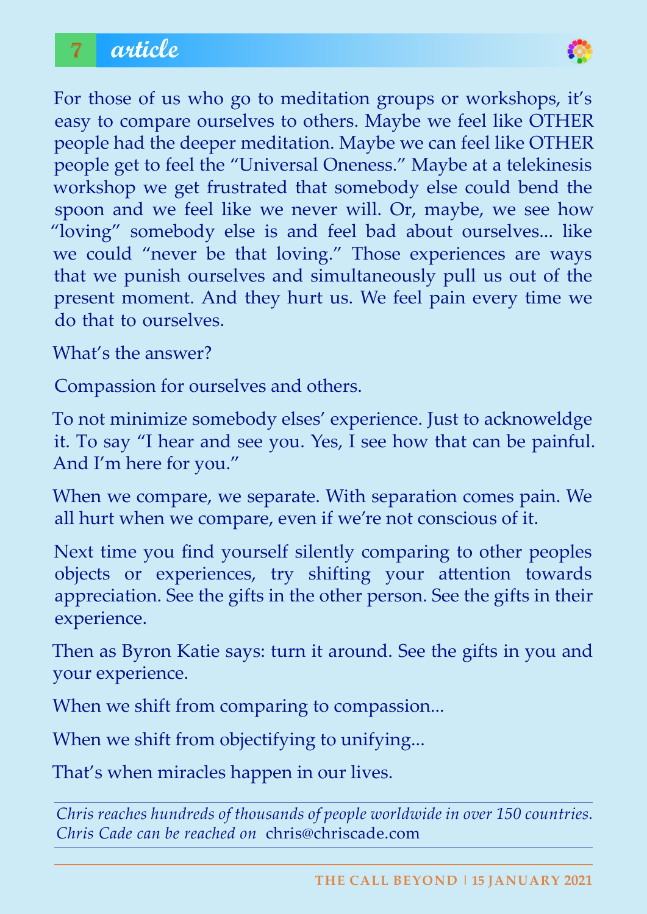For those of us who go to meditation groups or workshops, it's easy to compare ourselves to others. Maybe we feel like OTHER people had the deeper meditation. Maybe we can feel like OTHER people get to feel the "Universal Oneness." Maybe at a telekinesis workshop we get frustrated that somebody else could bend the spoon and we feel like we never will. Or, maybe, we see how "loving" somebody else is and feel bad about ourselves... like we could "never be that loving." Those experiences are ways that we punish ourselves and simultaneously pull us out of the present moment. And they hurt us. We feel pain every time we do that to ourselves.

What's the answer?

Compassion for ourselves and others.

To not minimize somebody elses' experience. Just to acknoweldge it. To say "I hear and see you. Yes, I see how that can be painful. And I'm here for you."

When we compare, we separate. With separation comes pain. We all hurt when we compare, even if we're not conscious of it.

Next time you find yourself silently comparing to other peoples objects or experiences, try shifting your attention towards appreciation. See the gifts in the other person. See the gifts in their experience.

Then as Byron Katie says: turn it around. See the gifts in you and your experience.

When we shift from comparing to compassion...

When we shift from objectifying to unifying...

That's when miracles happen in our lives.

---

*Chris reaches hundreds of thousands of people worldwide in over 150 countries. Chris Cade can be reached on* chris@chriscade.com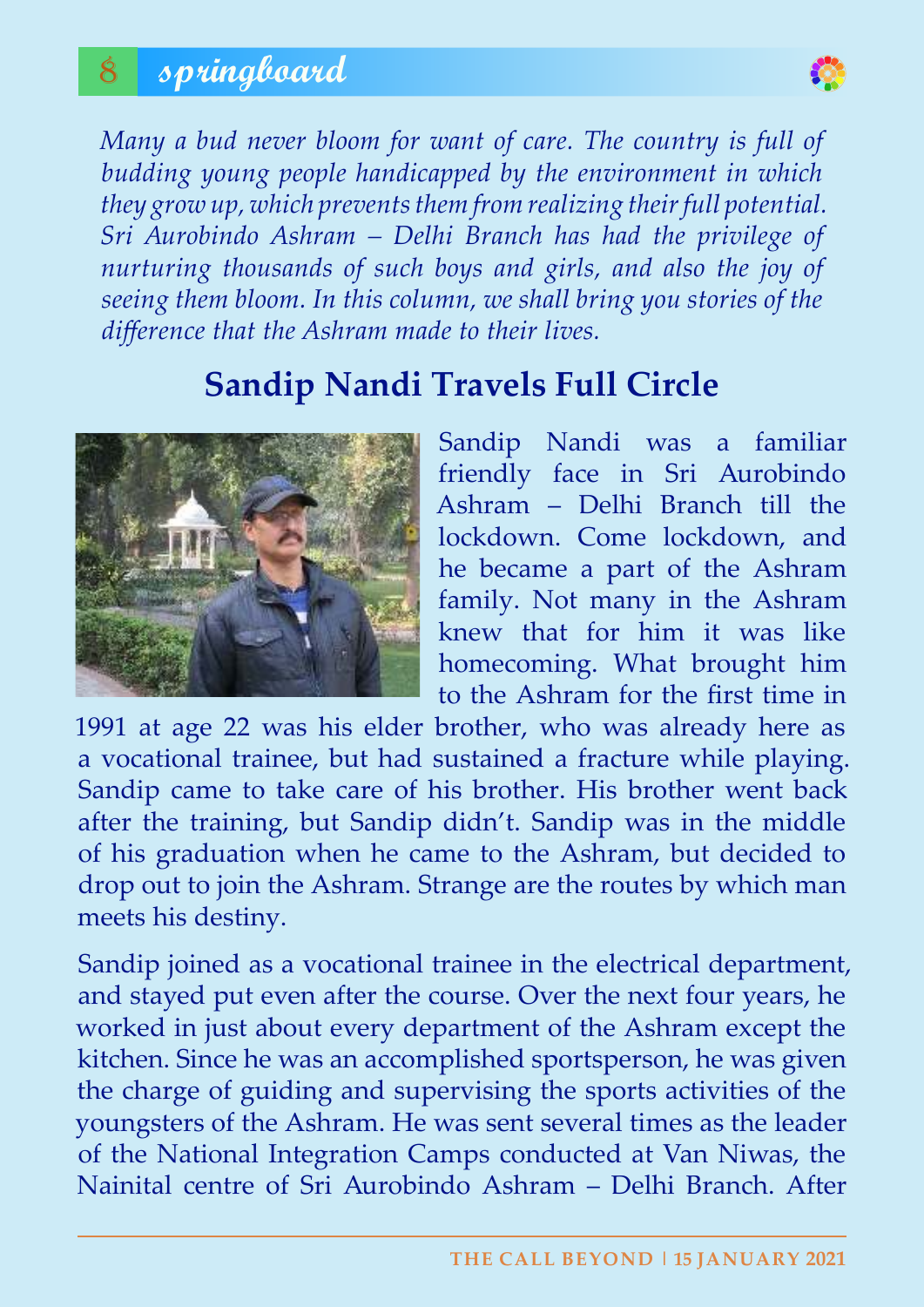*Many a bud never bloom for want of care. The country is full of budding young people handicapped by the environment in which they grow up, which prevents them from realizing their full potential. Sri Aurobindo Ashram – Delhi Branch has had the privilege of nurturing thousands of such boys and girls, and also the joy of seeing them bloom. In this column, we shall bring you stories of the difference that the Ashram made to their lives.*

## Sandip Nandi Travels Full Circle

Sandip Nandi was a familiar friendly face in Sri Aurobindo Ashram – Delhi Branch till the lockdown. Come lockdown, and he became a part of the Ashram family. Not many in the Ashram knew that for him it was like homecoming. What brought him to the Ashram for the first time in 1991 at age 22 was his elder brother, who was already here as a vocational trainee, but had sustained a fracture while playing. Sandip came to take care of his brother. His brother went back after the training, but Sandip didn't. Sandip was in the middle of his graduation when he came to the Ashram, but decided to drop out to join the Ashram. Strange are the routes by which man meets his destiny.

Sandip joined as a vocational trainee in the electrical department, and stayed put even after the course. Over the next four years, he worked in just about every department of the Ashram except the kitchen. Since he was an accomplished sportsperson, he was given the charge of guiding and supervising the sports activities of the youngsters of the Ashram. He was sent several times as the leader of the National Integration Camps conducted at Van Niwas, the Nainital centre of Sri Aurobindo Ashram – Delhi Branch. After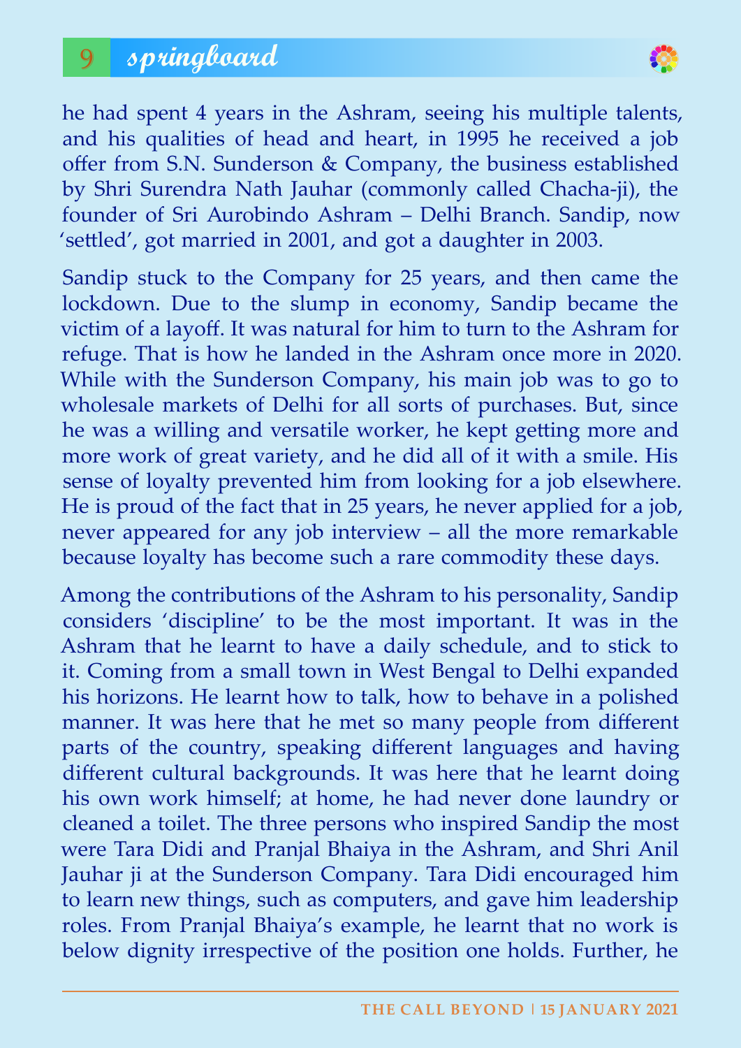he had spent 4 years in the Ashram, seeing his multiple talents, and his qualities of head and heart, in 1995 he received a job offer from S.N. Sunderson & Company, the business established by Shri Surendra Nath Jauhar (commonly called Chacha-ji), the founder of Sri Aurobindo Ashram – Delhi Branch. Sandip, now 'settled', got married in 2001, and got a daughter in 2003.

Sandip stuck to the Company for 25 years, and then came the lockdown. Due to the slump in economy, Sandip became the victim of a layoff. It was natural for him to turn to the Ashram for refuge. That is how he landed in the Ashram once more in 2020. While with the Sunderson Company, his main job was to go to wholesale markets of Delhi for all sorts of purchases. But, since he was a willing and versatile worker, he kept getting more and more work of great variety, and he did all of it with a smile. His sense of loyalty prevented him from looking for a job elsewhere. He is proud of the fact that in 25 years, he never applied for a job, never appeared for any job interview – all the more remarkable because loyalty has become such a rare commodity these days.

Among the contributions of the Ashram to his personality, Sandip considers 'discipline' to be the most important. It was in the Ashram that he learnt to have a daily schedule, and to stick to it. Coming from a small town in West Bengal to Delhi expanded his horizons. He learnt how to talk, how to behave in a polished manner. It was here that he met so many people from different parts of the country, speaking different languages and having different cultural backgrounds. It was here that he learnt doing his own work himself; at home, he had never done laundry or cleaned a toilet. The three persons who inspired Sandip the most were Tara Didi and Pranjal Bhaiya in the Ashram, and Shri Anil Jauhar ji at the Sunderson Company. Tara Didi encouraged him to learn new things, such as computers, and gave him leadership roles. From Pranjal Bhaiya's example, he learnt that no work is below dignity irrespective of the position one holds. Further, he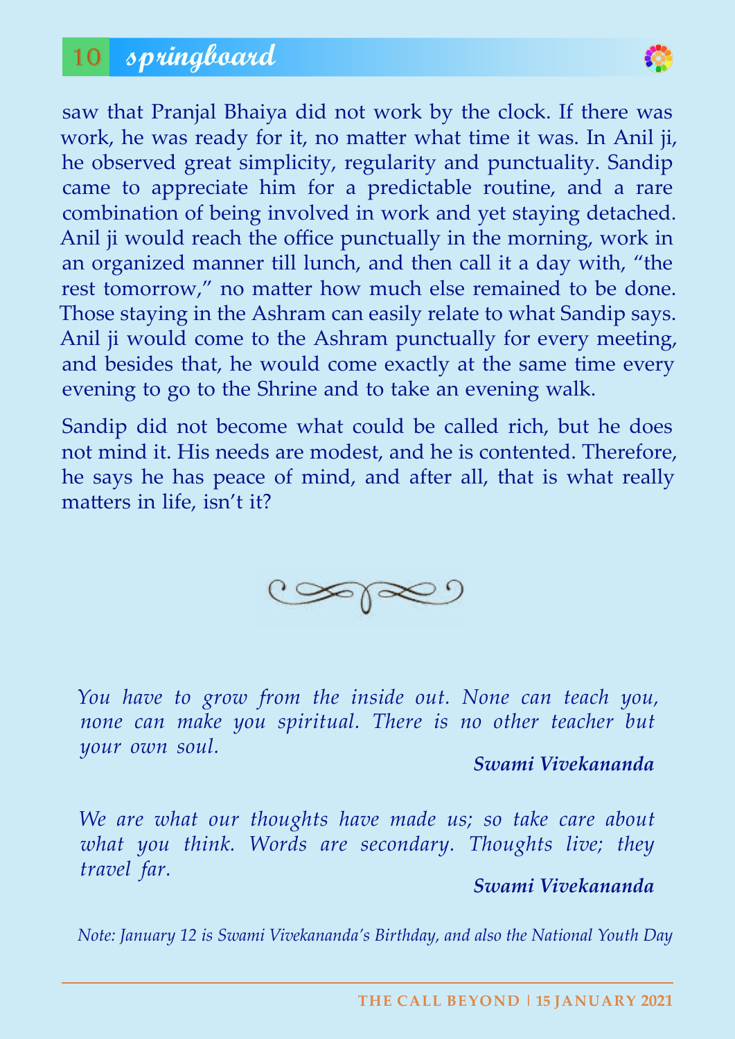saw that Pranjal Bhaiya did not work by the clock. If there was work, he was ready for it, no matter what time it was. In Anil ji, he observed great simplicity, regularity and punctuality. Sandip came to appreciate him for a predictable routine, and a rare combination of being involved in work and yet staying detached. Anil ji would reach the office punctually in the morning, work in an organized manner till lunch, and then call it a day with, "the rest tomorrow," no matter how much else remained to be done. Those staying in the Ashram can easily relate to what Sandip says. Anil ji would come to the Ashram punctually for every meeting, and besides that, he would come exactly at the same time every evening to go to the Shrine and to take an evening walk.

Sandip did not become what could be called rich, but he does not mind it. His needs are modest, and he is contented. Therefore, he says he has peace of mind, and after all, that is what really matters in life, isn't it?

*You have to grow from the inside out. None can teach you, none can make you spiritual. There is no other teacher but your own soul.*

***Swami Vivekananda***

*We are what our thoughts have made us; so take care about what you think. Words are secondary. Thoughts live; they travel far.*

***Swami Vivekananda***

*Note: January 12 is Swami Vivekananda's Birthday, and also the National Youth Day*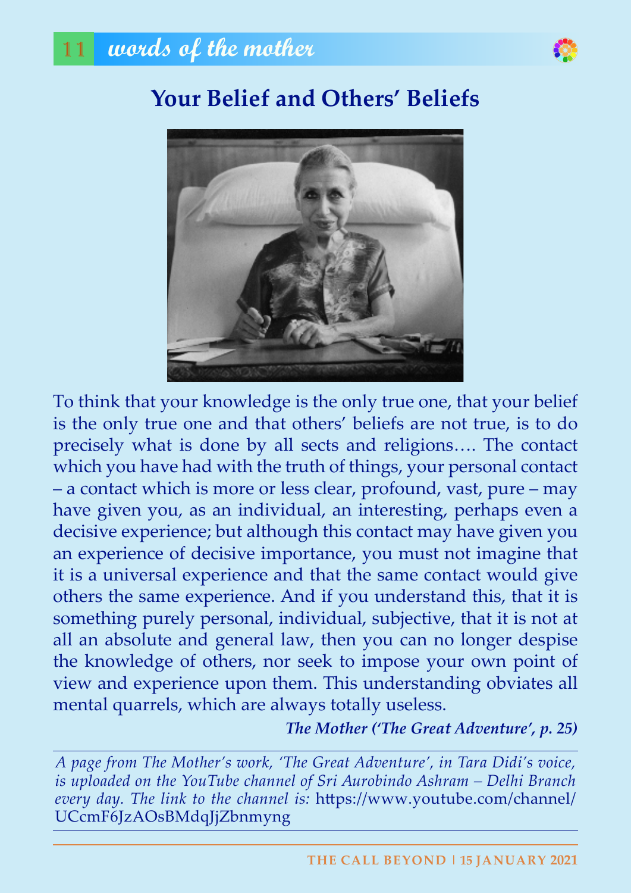# Your Belief and Others' Beliefs

To think that your knowledge is the only true one, that your belief is the only true one and that others' beliefs are not true, is to do precisely what is done by all sects and religions…. The contact which you have had with the truth of things, your personal contact – a contact which is more or less clear, profound, vast, pure – may have given you, as an individual, an interesting, perhaps even a decisive experience; but although this contact may have given you an experience of decisive importance, you must not imagine that it is a universal experience and that the same contact would give others the same experience. And if you understand this, that it is something purely personal, individual, subjective, that it is not at all an absolute and general law, then you can no longer despise the knowledge of others, nor seek to impose your own point of view and experience upon them. This understanding obviates all mental quarrels, which are always totally useless.

***The Mother ('The Great Adventure', p. 25)***

---

*A page from The Mother's work, 'The Great Adventure', in Tara Didi's voice, is uploaded on the YouTube channel of Sri Aurobindo Ashram – Delhi Branch every day. The link to the channel is:* https://www.youtube.com/channel/UCcmF6JzAOsBMdqJjZbnmyng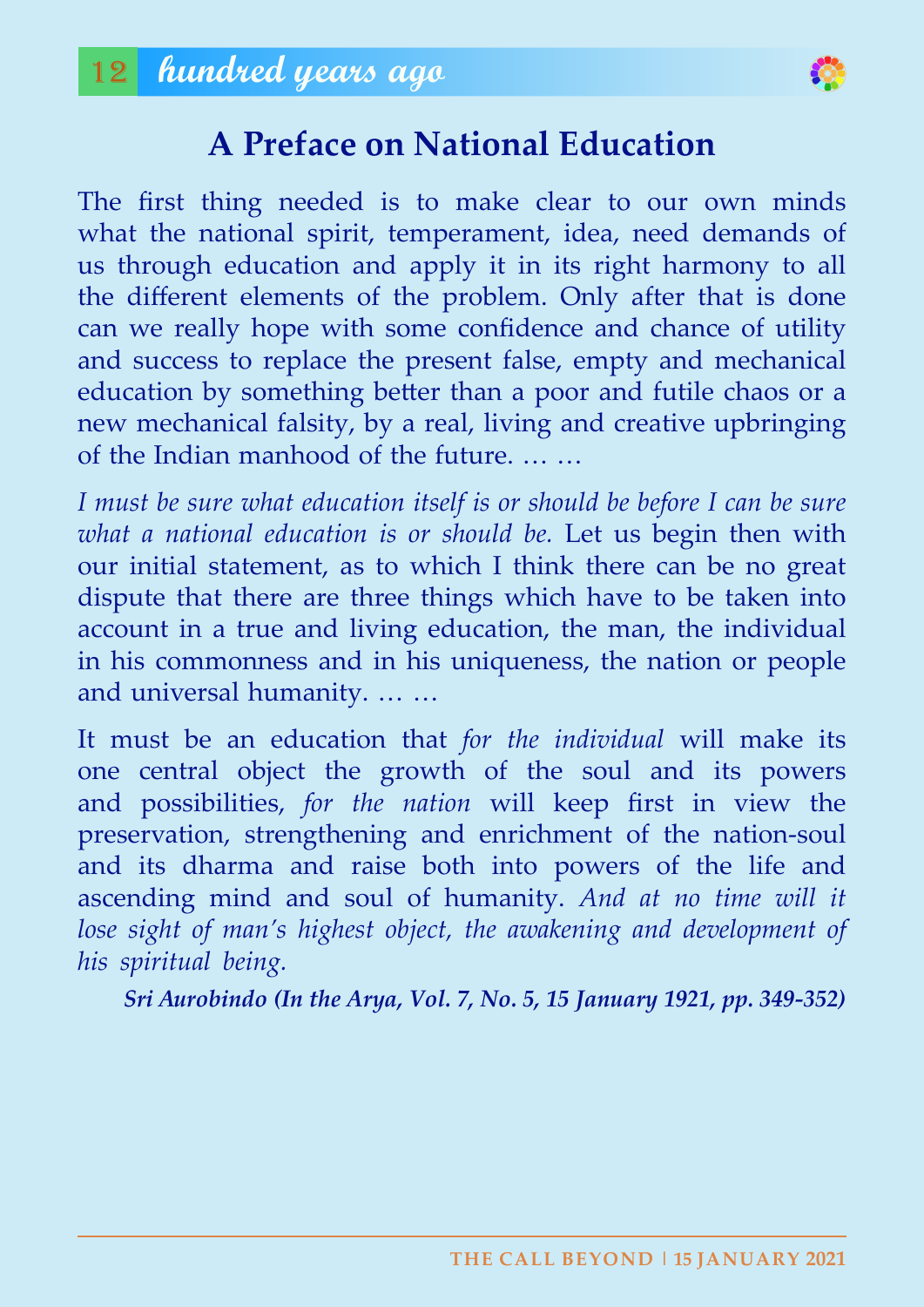## A Preface on National Education

The first thing needed is to make clear to our own minds what the national spirit, temperament, idea, need demands of us through education and apply it in its right harmony to all the different elements of the problem. Only after that is done can we really hope with some confidence and chance of utility and success to replace the present false, empty and mechanical education by something better than a poor and futile chaos or a new mechanical falsity, by a real, living and creative upbringing of the Indian manhood of the future. … …

*I must be sure what education itself is or should be before I can be sure what a national education is or should be.* Let us begin then with our initial statement, as to which I think there can be no great dispute that there are three things which have to be taken into account in a true and living education, the man, the individual in his commonness and in his uniqueness, the nation or people and universal humanity. … …

It must be an education that *for the individual* will make its one central object the growth of the soul and its powers and possibilities, *for the nation* will keep first in view the preservation, strengthening and enrichment of the nation-soul and its dharma and raise both into powers of the life and ascending mind and soul of humanity. *And at no time will it lose sight of man's highest object, the awakening and development of his spiritual being.*

***Sri Aurobindo (In the Arya, Vol. 7, No. 5, 15 January 1921, pp. 349-352)***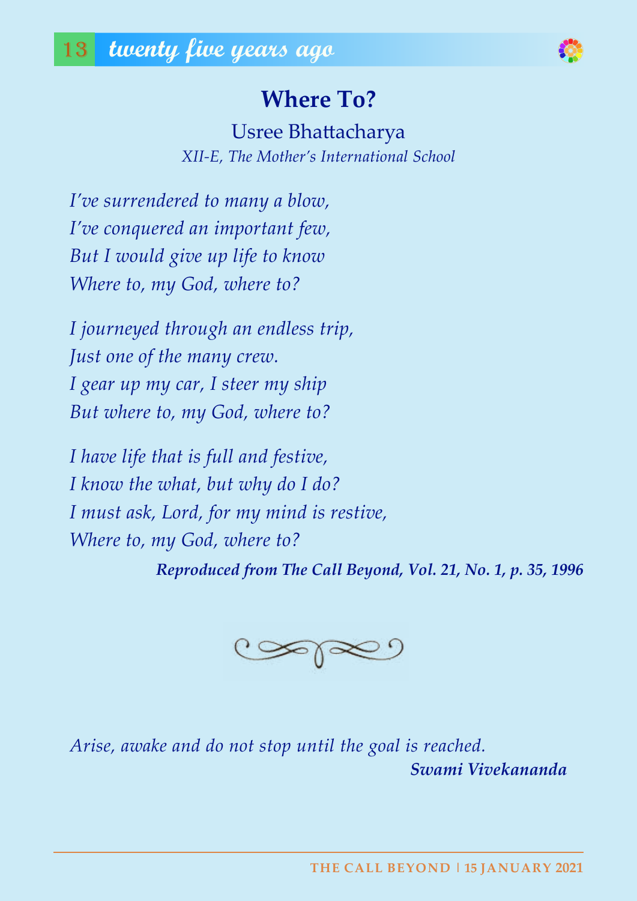## twenty five years ago

# Where To?

Usree Bhattacharya

*XII-E, The Mother's International School*

*I've surrendered to many a blow,*
*I've conquered an important few,*
*But I would give up life to know*
*Where to, my God, where to?*

*I journeyed through an endless trip,*
*Just one of the many crew.*
*I gear up my car, I steer my ship*
*But where to, my God, where to?*

*I have life that is full and festive,*
*I know the what, but why do I do?*
*I must ask, Lord, for my mind is restive,*
*Where to, my God, where to?*

***Reproduced from The Call Beyond, Vol. 21, No. 1, p. 35, 1996***

*Arise, awake and do not stop until the goal is reached.*

***Swami Vivekananda***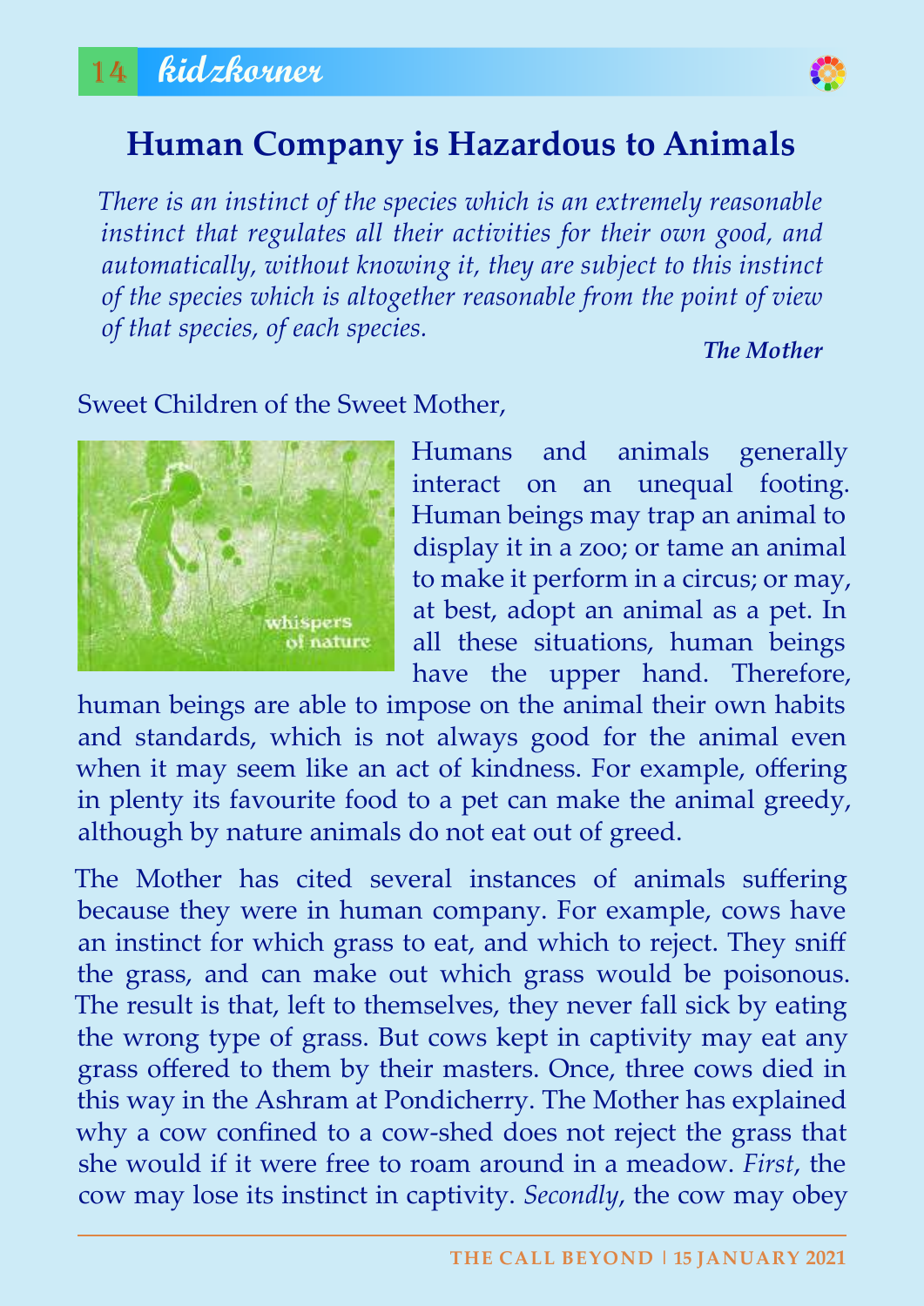# Human Company is Hazardous to Animals

*There is an instinct of the species which is an extremely reasonable instinct that regulates all their activities for their own good, and automatically, without knowing it, they are subject to this instinct of the species which is altogether reasonable from the point of view of that species, of each species.*

***The Mother***

Sweet Children of the Sweet Mother,

Humans and animals generally interact on an unequal footing. Human beings may trap an animal to display it in a zoo; or tame an animal to make it perform in a circus; or may, at best, adopt an animal as a pet. In all these situations, human beings have the upper hand. Therefore, human beings are able to impose on the animal their own habits and standards, which is not always good for the animal even when it may seem like an act of kindness. For example, offering in plenty its favourite food to a pet can make the animal greedy, although by nature animals do not eat out of greed.

The Mother has cited several instances of animals suffering because they were in human company. For example, cows have an instinct for which grass to eat, and which to reject. They sniff the grass, and can make out which grass would be poisonous. The result is that, left to themselves, they never fall sick by eating the wrong type of grass. But cows kept in captivity may eat any grass offered to them by their masters. Once, three cows died in this way in the Ashram at Pondicherry. The Mother has explained why a cow confined to a cow-shed does not reject the grass that she would if it were free to roam around in a meadow. *First*, the cow may lose its instinct in captivity. *Secondly*, the cow may obey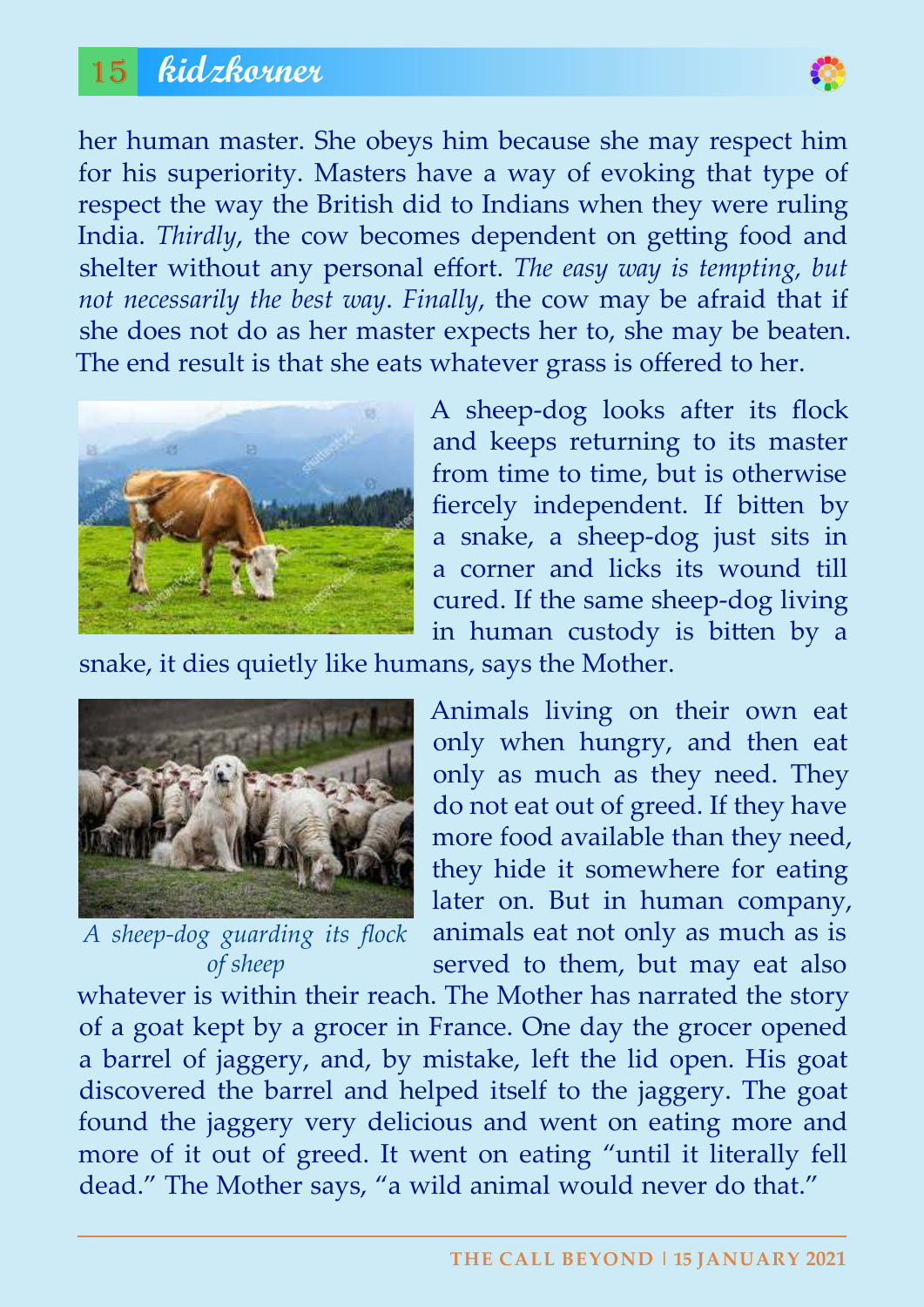her human master. She obeys him because she may respect him for his superiority. Masters have a way of evoking that type of respect the way the British did to Indians when they were ruling India. *Thirdly*, the cow becomes dependent on getting food and shelter without any personal effort. *The easy way is tempting, but not necessarily the best way*. *Finally*, the cow may be afraid that if she does not do as her master expects her to, she may be beaten. The end result is that she eats whatever grass is offered to her.

A sheep-dog looks after its flock and keeps returning to its master from time to time, but is otherwise fiercely independent. If bitten by a snake, a sheep-dog just sits in a corner and licks its wound till cured. If the same sheep-dog living in human custody is bitten by a snake, it dies quietly like humans, says the Mother.

*A sheep-dog guarding its flock of sheep*

Animals living on their own eat only when hungry, and then eat only as much as they need. They do not eat out of greed. If they have more food available than they need, they hide it somewhere for eating later on. But in human company, animals eat not only as much as is served to them, but may eat also whatever is within their reach. The Mother has narrated the story of a goat kept by a grocer in France. One day the grocer opened a barrel of jaggery, and, by mistake, left the lid open. His goat discovered the barrel and helped itself to the jaggery. The goat found the jaggery very delicious and went on eating more and more of it out of greed. It went on eating "until it literally fell dead." The Mother says, "a wild animal would never do that."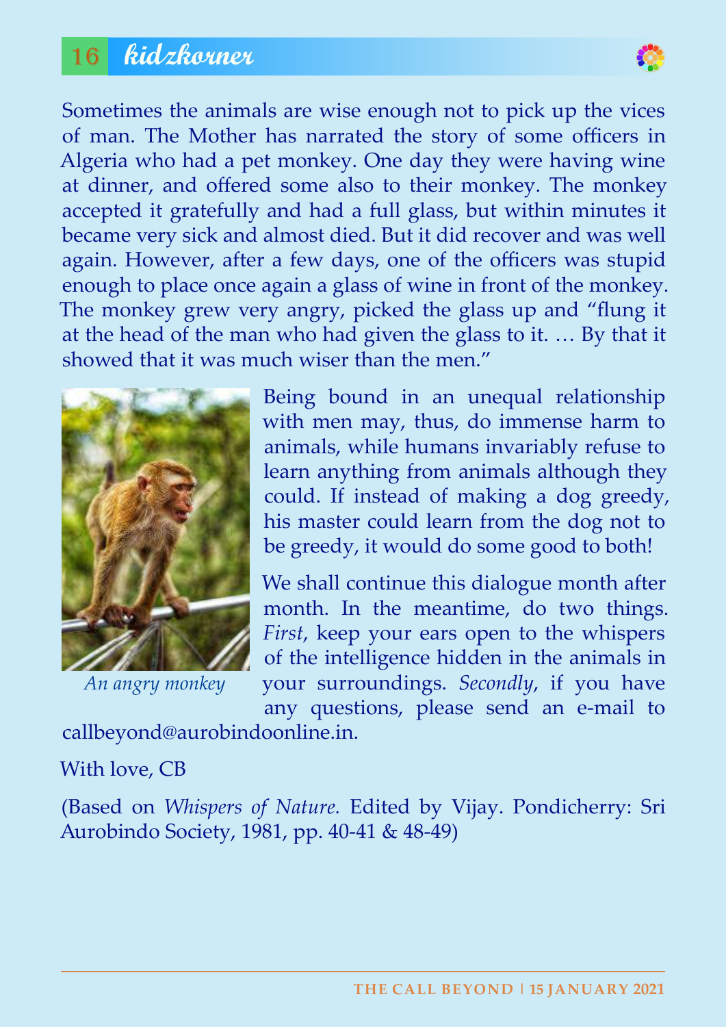Sometimes the animals are wise enough not to pick up the vices of man. The Mother has narrated the story of some officers in Algeria who had a pet monkey. One day they were having wine at dinner, and offered some also to their monkey. The monkey accepted it gratefully and had a full glass, but within minutes it became very sick and almost died. But it did recover and was well again. However, after a few days, one of the officers was stupid enough to place once again a glass of wine in front of the monkey. The monkey grew very angry, picked the glass up and "flung it at the head of the man who had given the glass to it. … By that it showed that it was much wiser than the men."

*An angry monkey*

Being bound in an unequal relationship with men may, thus, do immense harm to animals, while humans invariably refuse to learn anything from animals although they could. If instead of making a dog greedy, his master could learn from the dog not to be greedy, it would do some good to both!

We shall continue this dialogue month after month. In the meantime, do two things. *First*, keep your ears open to the whispers of the intelligence hidden in the animals in your surroundings. *Secondly*, if you have any questions, please send an e-mail to callbeyond@aurobindoonline.in.

With love, CB

(Based on *Whispers of Nature*. Edited by Vijay. Pondicherry: Sri Aurobindo Society, 1981, pp. 40-41 & 48-49)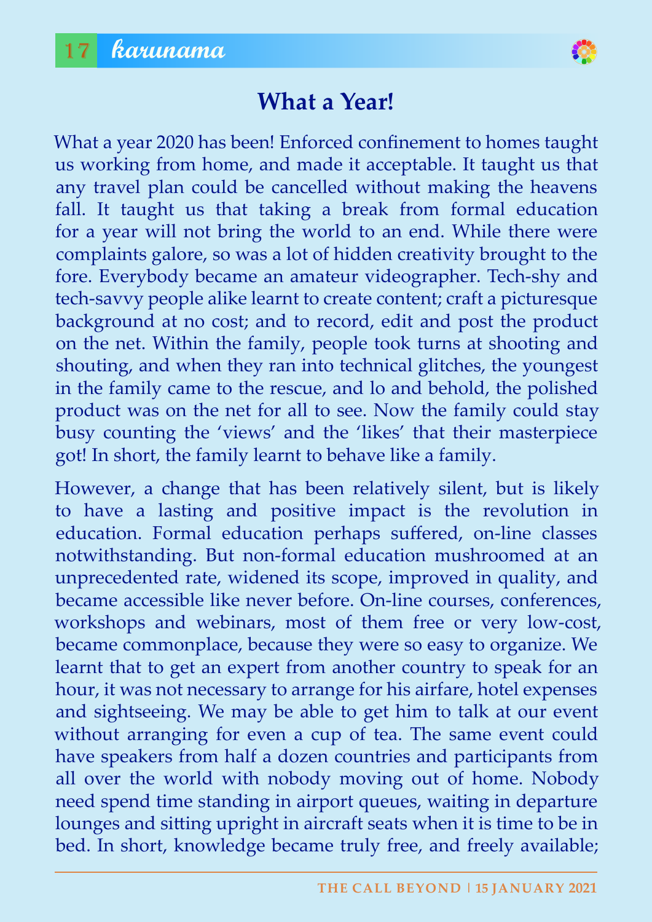## What a Year!

What a year 2020 has been! Enforced confinement to homes taught us working from home, and made it acceptable. It taught us that any travel plan could be cancelled without making the heavens fall. It taught us that taking a break from formal education for a year will not bring the world to an end. While there were complaints galore, so was a lot of hidden creativity brought to the fore. Everybody became an amateur videographer. Tech-shy and tech-savvy people alike learnt to create content; craft a picturesque background at no cost; and to record, edit and post the product on the net. Within the family, people took turns at shooting and shouting, and when they ran into technical glitches, the youngest in the family came to the rescue, and lo and behold, the polished product was on the net for all to see. Now the family could stay busy counting the 'views' and the 'likes' that their masterpiece got! In short, the family learnt to behave like a family.

However, a change that has been relatively silent, but is likely to have a lasting and positive impact is the revolution in education. Formal education perhaps suffered, on-line classes notwithstanding. But non-formal education mushroomed at an unprecedented rate, widened its scope, improved in quality, and became accessible like never before. On-line courses, conferences, workshops and webinars, most of them free or very low-cost, became commonplace, because they were so easy to organize. We learnt that to get an expert from another country to speak for an hour, it was not necessary to arrange for his airfare, hotel expenses and sightseeing. We may be able to get him to talk at our event without arranging for even a cup of tea. The same event could have speakers from half a dozen countries and participants from all over the world with nobody moving out of home. Nobody need spend time standing in airport queues, waiting in departure lounges and sitting upright in aircraft seats when it is time to be in bed. In short, knowledge became truly free, and freely available;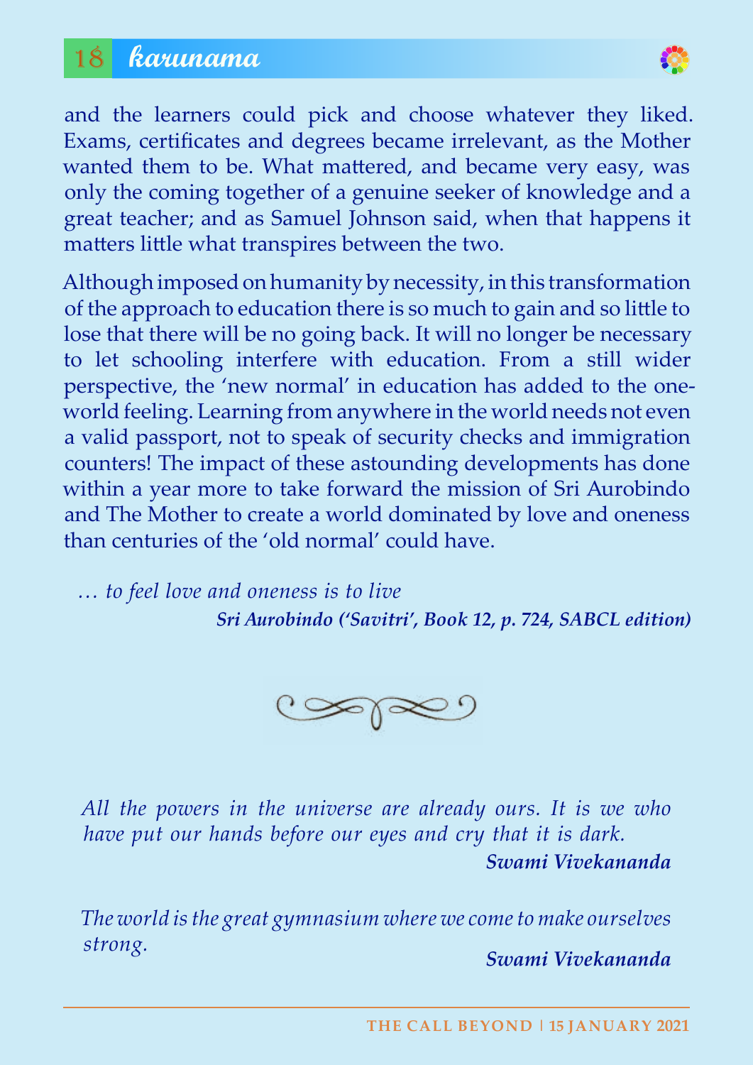and the learners could pick and choose whatever they liked. Exams, certificates and degrees became irrelevant, as the Mother wanted them to be. What mattered, and became very easy, was only the coming together of a genuine seeker of knowledge and a great teacher; and as Samuel Johnson said, when that happens it matters little what transpires between the two.

Although imposed on humanity by necessity, in this transformation of the approach to education there is so much to gain and so little to lose that there will be no going back. It will no longer be necessary to let schooling interfere with education. From a still wider perspective, the 'new normal' in education has added to the one-world feeling. Learning from anywhere in the world needs not even a valid passport, not to speak of security checks and immigration counters! The impact of these astounding developments has done within a year more to take forward the mission of Sri Aurobindo and The Mother to create a world dominated by love and oneness than centuries of the 'old normal' could have.

*… to feel love and oneness is to live*

***Sri Aurobindo ('Savitri', Book 12, p. 724, SABCL edition)***

*All the powers in the universe are already ours. It is we who have put our hands before our eyes and cry that it is dark.*

***Swami Vivekananda***

*The world is the great gymnasium where we come to make ourselves strong.*

***Swami Vivekananda***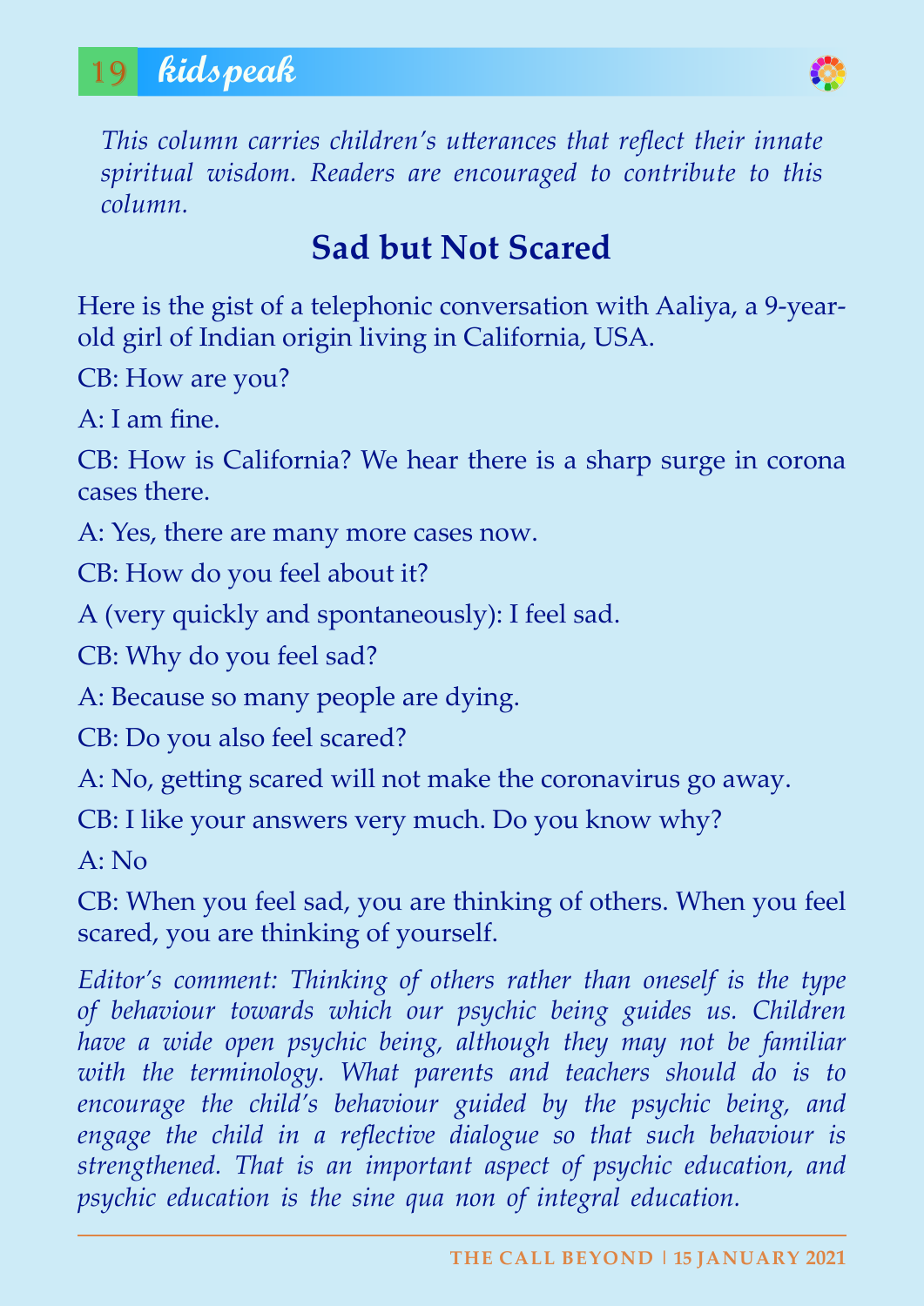## kidspeak

*This column carries children's utterances that reflect their innate spiritual wisdom. Readers are encouraged to contribute to this column.*

### Sad but Not Scared

Here is the gist of a telephonic conversation with Aaliya, a 9-year-old girl of Indian origin living in California, USA.

CB: How are you?

A: I am fine.

CB: How is California? We hear there is a sharp surge in corona cases there.

A: Yes, there are many more cases now.

CB: How do you feel about it?

A (very quickly and spontaneously): I feel sad.

CB: Why do you feel sad?

A: Because so many people are dying.

CB: Do you also feel scared?

A: No, getting scared will not make the coronavirus go away.

CB: I like your answers very much. Do you know why?

A: No

CB: When you feel sad, you are thinking of others. When you feel scared, you are thinking of yourself.

*Editor's comment: Thinking of others rather than oneself is the type of behaviour towards which our psychic being guides us. Children have a wide open psychic being, although they may not be familiar with the terminology. What parents and teachers should do is to encourage the child's behaviour guided by the psychic being, and engage the child in a reflective dialogue so that such behaviour is strengthened. That is an important aspect of psychic education, and psychic education is the sine qua non of integral education.*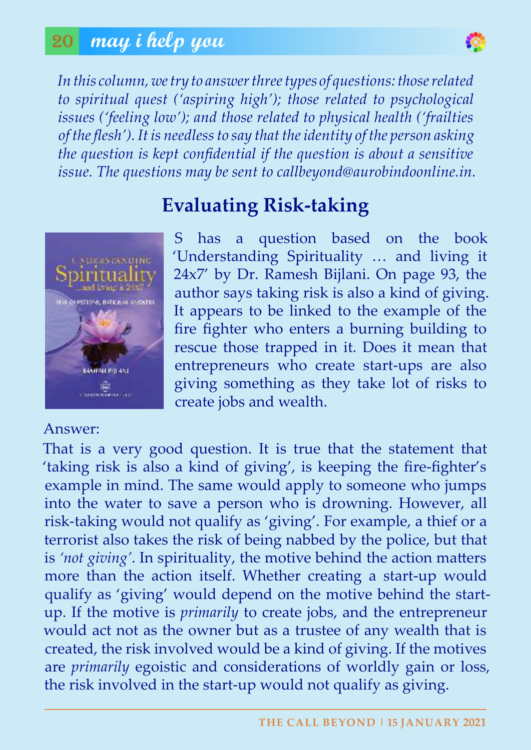## may i help you

*In this column, we try to answer three types of questions: those related to spiritual quest ('aspiring high'); those related to psychological issues ('feeling low'); and those related to physical health ('frailties of the flesh'). It is needless to say that the identity of the person asking the question is kept confidential if the question is about a sensitive issue. The questions may be sent to callbeyond@aurobindoonline.in.*

# Evaluating Risk-taking

S has a question based on the book 'Understanding Spirituality … and living it 24x7' by Dr. Ramesh Bijlani. On page 93, the author says taking risk is also a kind of giving. It appears to be linked to the example of the fire fighter who enters a burning building to rescue those trapped in it. Does it mean that entrepreneurs who create start-ups are also giving something as they take lot of risks to create jobs and wealth.

Answer:

That is a very good question. It is true that the statement that 'taking risk is also a kind of giving', is keeping the fire-fighter's example in mind. The same would apply to someone who jumps into the water to save a person who is drowning. However, all risk-taking would not qualify as 'giving'. For example, a thief or a terrorist also takes the risk of being nabbed by the police, but that is *'not giving'*. In spirituality, the motive behind the action matters more than the action itself. Whether creating a start-up would qualify as 'giving' would depend on the motive behind the start-up. If the motive is *primarily* to create jobs, and the entrepreneur would act not as the owner but as a trustee of any wealth that is created, the risk involved would be a kind of giving. If the motives are *primarily* egoistic and considerations of worldly gain or loss, the risk involved in the start-up would not qualify as giving.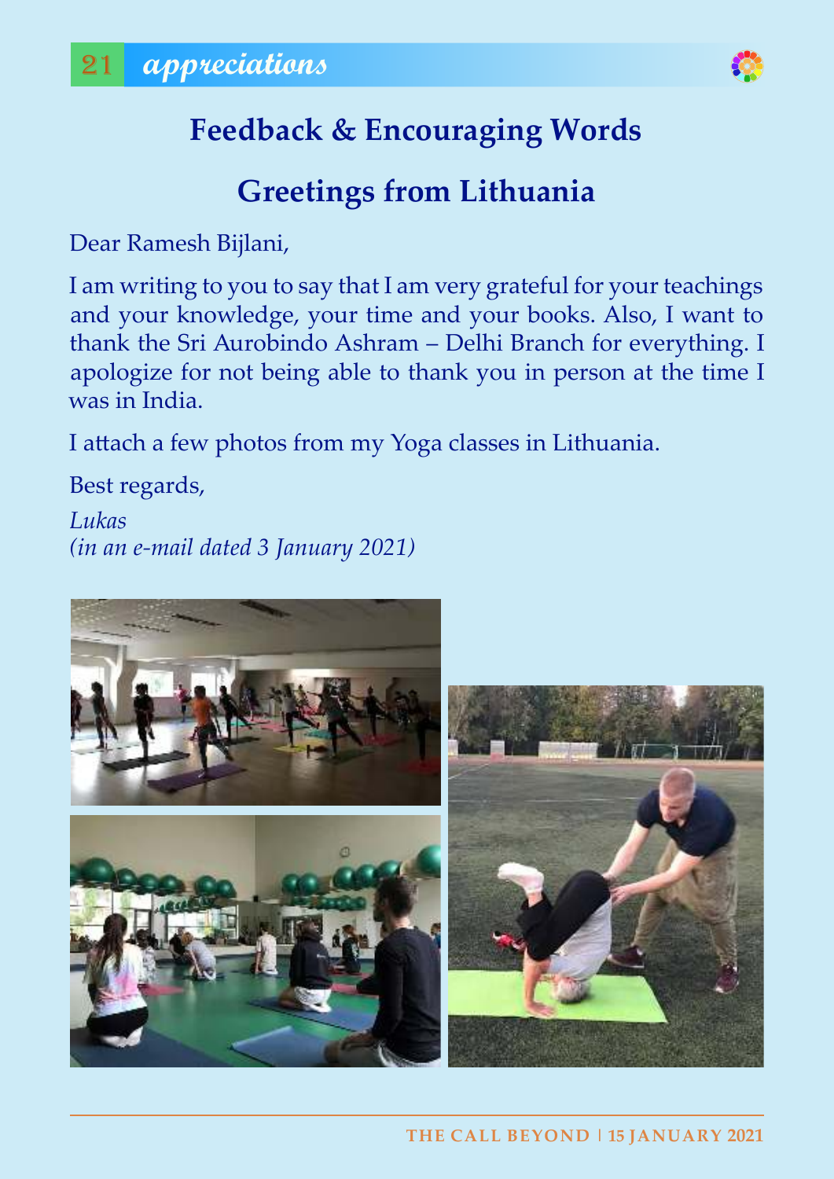# Feedback & Encouraging Words

## Greetings from Lithuania

Dear Ramesh Bijlani,

I am writing to you to say that I am very grateful for your teachings and your knowledge, your time and your books. Also, I want to thank the Sri Aurobindo Ashram – Delhi Branch for everything. I apologize for not being able to thank you in person at the time I was in India.

I attach a few photos from my Yoga classes in Lithuania.

Best regards,

*Lukas*
*(in an e-mail dated 3 January 2021)*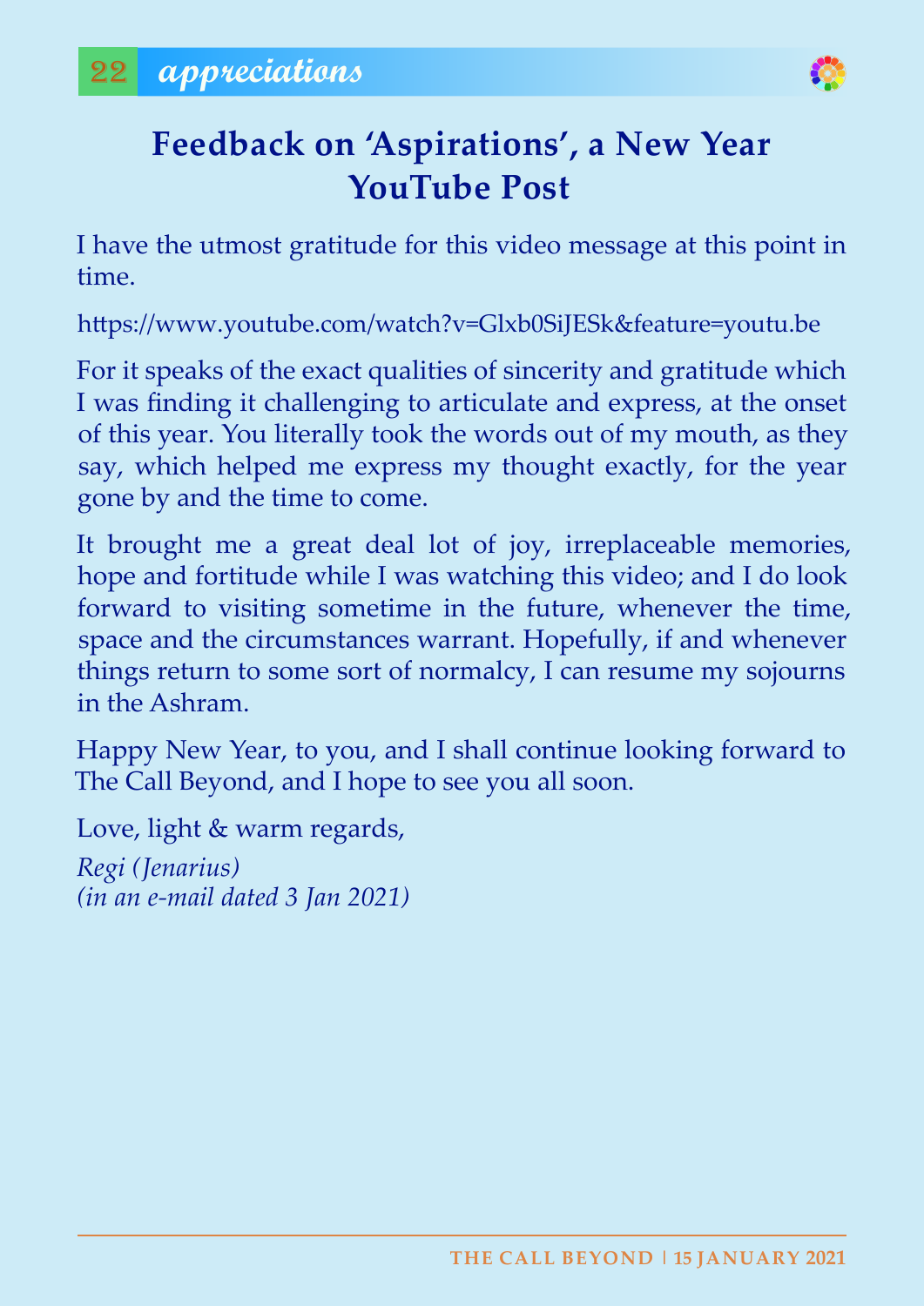# Feedback on 'Aspirations', a New Year YouTube Post

I have the utmost gratitude for this video message at this point in time.

https://www.youtube.com/watch?v=Glxb0SiJESk&feature=youtu.be

For it speaks of the exact qualities of sincerity and gratitude which I was finding it challenging to articulate and express, at the onset of this year. You literally took the words out of my mouth, as they say, which helped me express my thought exactly, for the year gone by and the time to come.

It brought me a great deal lot of joy, irreplaceable memories, hope and fortitude while I was watching this video; and I do look forward to visiting sometime in the future, whenever the time, space and the circumstances warrant. Hopefully, if and whenever things return to some sort of normalcy, I can resume my sojourns in the Ashram.

Happy New Year, to you, and I shall continue looking forward to The Call Beyond, and I hope to see you all soon.

Love, light & warm regards,

*Regi (Jenarius)*
*(in an e-mail dated 3 Jan 2021)*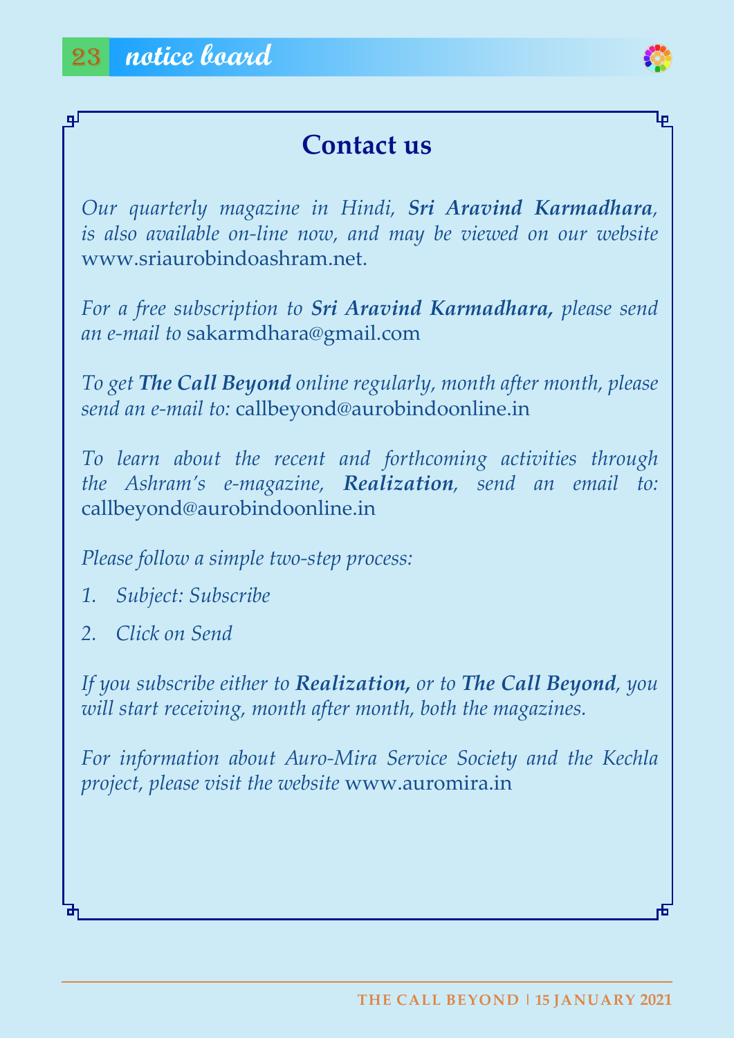## Contact us

*Our quarterly magazine in Hindi, **Sri Aravind Karmadhara**, is also available on-line now, and may be viewed on our website* www.sriaurobindoashram.net.

*For a free subscription to **Sri Aravind Karmadhara,** please send an e-mail to* sakarmdhara@gmail.com

*To get **The Call Beyond** online regularly, month after month, please send an e-mail to:* callbeyond@aurobindoonline.in

*To learn about the recent and forthcoming activities through the Ashram's e-magazine, **Realization**, send an email to:* callbeyond@aurobindoonline.in

*Please follow a simple two-step process:*

1. *Subject: Subscribe*
2. *Click on Send*

*If you subscribe either to **Realization,** or to **The Call Beyond**, you will start receiving, month after month, both the magazines.*

*For information about Auro-Mira Service Society and the Kechla project, please visit the website* www.auromira.in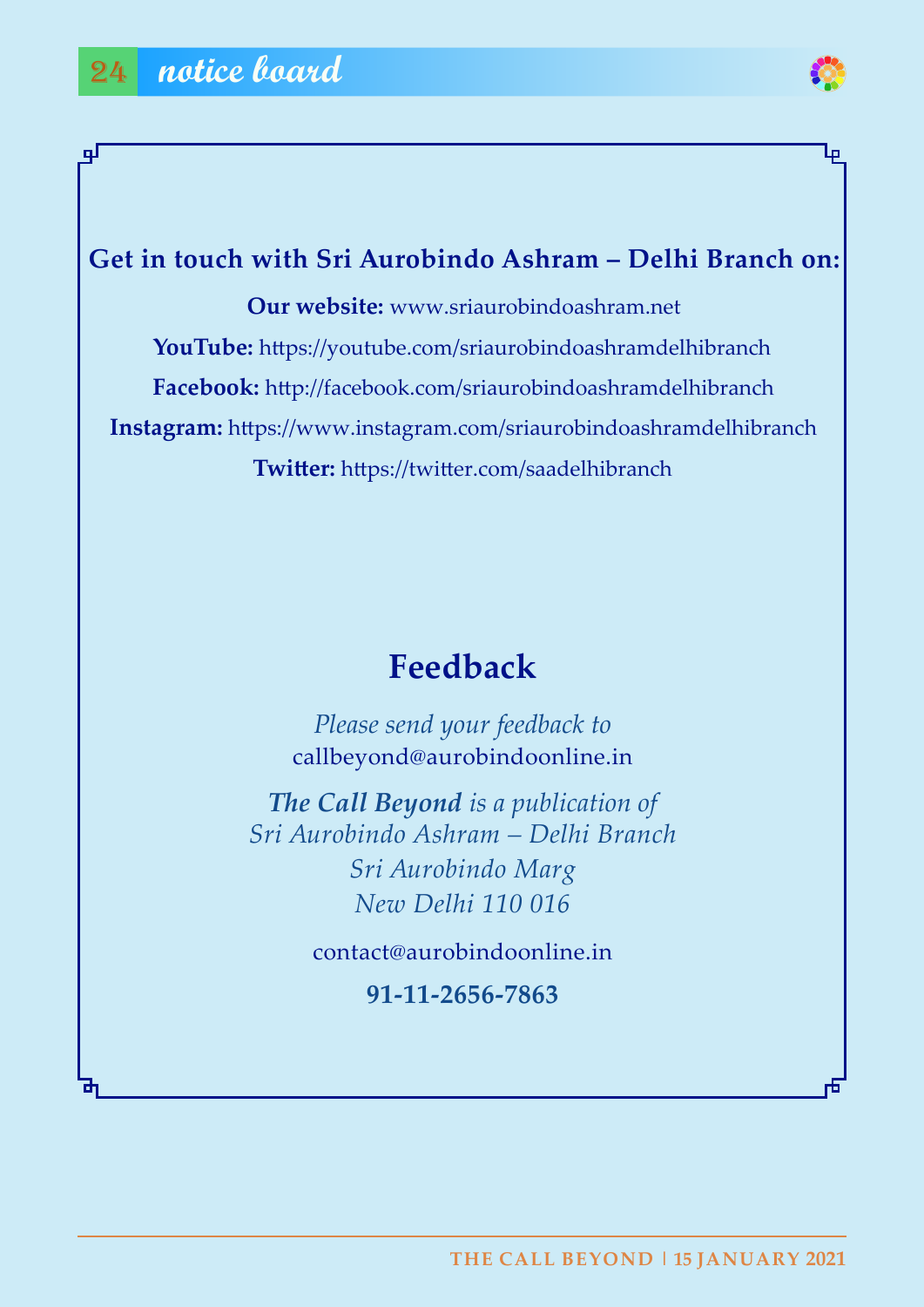**Get in touch with Sri Aurobindo Ashram – Delhi Branch on:**

**Our website:** www.sriaurobindoashram.net

**YouTube:** https://youtube.com/sriaurobindoashramdelhibranch

**Facebook:** http://facebook.com/sriaurobindoashramdelhibranch

**Instagram:** https://www.instagram.com/sriaurobindoashramdelhibranch

**Twitter:** https://twitter.com/saadelhibranch

## Feedback

*Please send your feedback to*
callbeyond@aurobindoonline.in

***The Call Beyond*** *is a publication of*
*Sri Aurobindo Ashram – Delhi Branch*
*Sri Aurobindo Marg*
*New Delhi 110 016*

contact@aurobindoonline.in

**91-11-2656-7863**